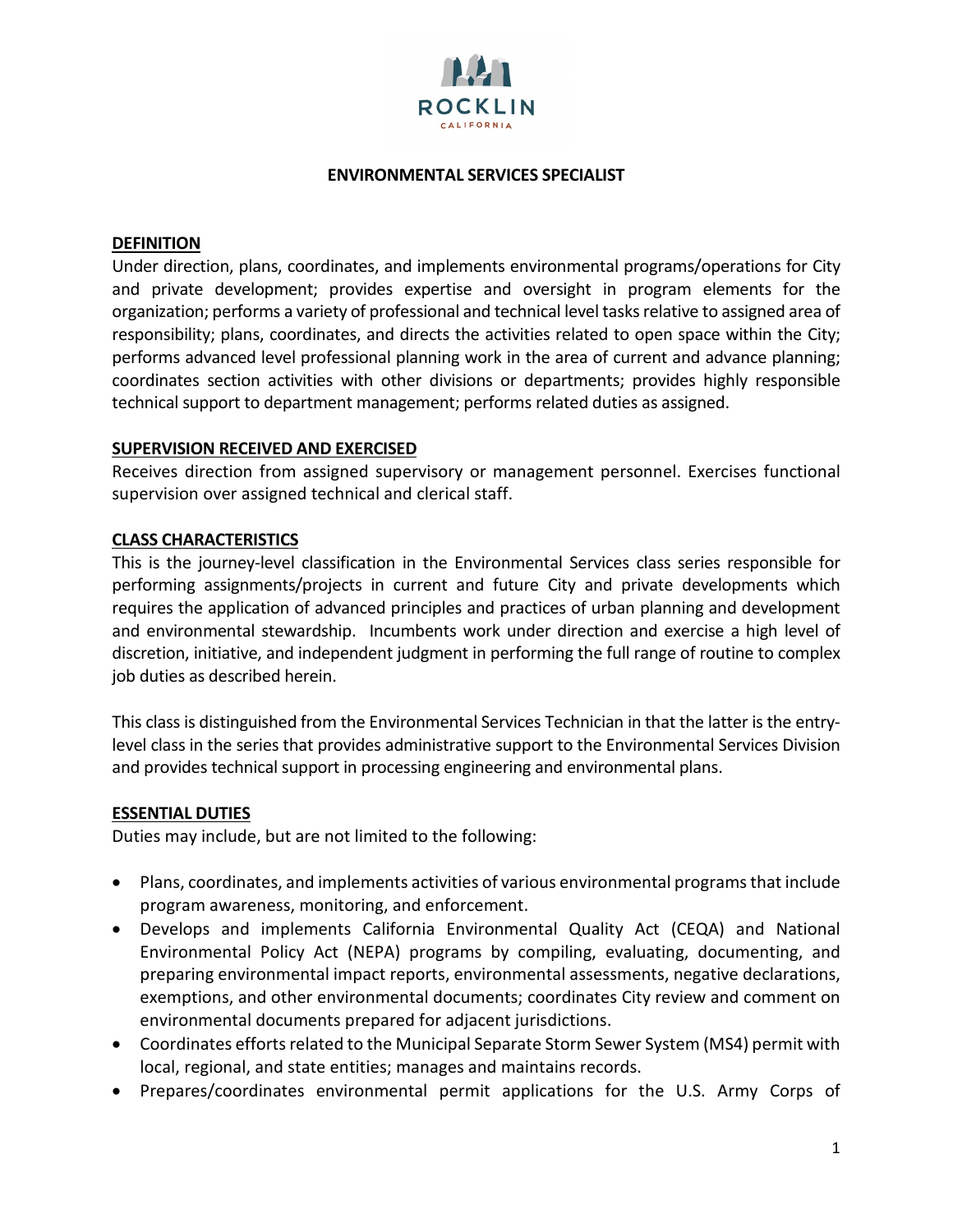ROCKLIN

CALIFORNIA

# ENVIRONMENTAL SERVICES SPECIALIST

## DEFINITION

Under direction, plans, coordinates, and implements environmental programs/operations for City and private development; provides expertise and oversight in program elements for the organization; performs a variety of professional and technical level tasks relative to assigned area of responsibility; plans, coordinates, and directs the activities related to open space within the City; performs advanced level professional planning work in the area of current and advance planning; coordinates section activities with other divisions or departments; provides highly responsible technical support to department management; performs related duties as assigned.

## SUPERVISION RECEIVED AND EXERCISED

Receives direction from assigned supervisory or management personnel. Exercises functional supervision over assigned technical and clerical staff.

## CLASS CHARACTERISTICS

This is the journey-level classification in the Environmental Services class series responsible for performing assignments/projects in current and future City and private developments which requires the application of advanced principles and practices of urban planning and development and environmental stewardship. Incumbents work under direction and exercise a high level of discretion, initiative, and independent judgment in performing the full range of routine to complex job duties as described herein.

This class is distinguished from the Environmental Services Technician in that the latter is the entry-level class in the series that provides administrative support to the Environmental Services Division and provides technical support in processing engineering and environmental plans.

## ESSENTIAL DUTIES

Duties may include, but are not limited to the following:

- Plans, coordinates, and implements activities of various environmental programs that include program awareness, monitoring, and enforcement.
- Develops and implements California Environmental Quality Act (CEQA) and National Environmental Policy Act (NEPA) programs by compiling, evaluating, documenting, and preparing environmental impact reports, environmental assessments, negative declarations, exemptions, and other environmental documents; coordinates City review and comment on environmental documents prepared for adjacent jurisdictions.
- Coordinates efforts related to the Municipal Separate Storm Sewer System (MS4) permit with local, regional, and state entities; manages and maintains records.
- Prepares/coordinates environmental permit applications for the U.S. Army Corps of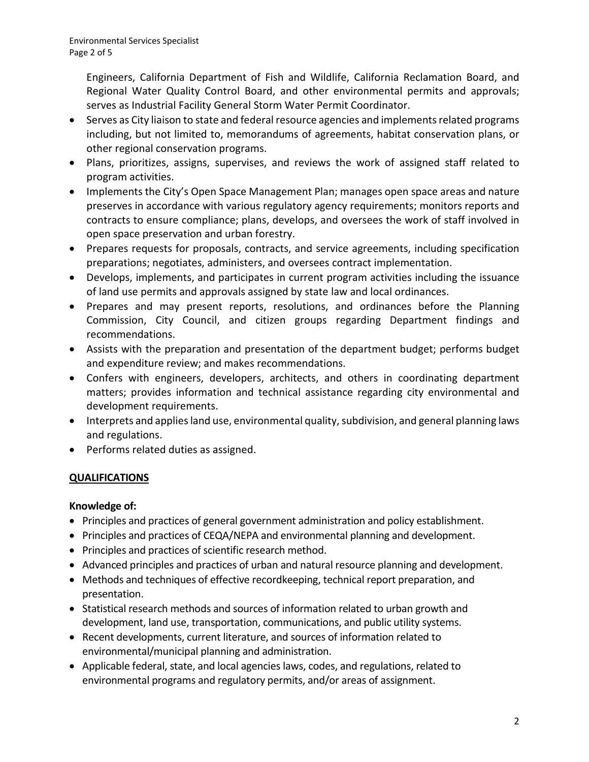Engineers, California Department of Fish and Wildlife, California Reclamation Board, and Regional Water Quality Control Board, and other environmental permits and approvals; serves as Industrial Facility General Storm Water Permit Coordinator.

- Serves as City liaison to state and federal resource agencies and implements related programs including, but not limited to, memorandums of agreements, habitat conservation plans, or other regional conservation programs.
- Plans, prioritizes, assigns, supervises, and reviews the work of assigned staff related to program activities.
- Implements the City's Open Space Management Plan; manages open space areas and nature preserves in accordance with various regulatory agency requirements; monitors reports and contracts to ensure compliance; plans, develops, and oversees the work of staff involved in open space preservation and urban forestry.
- Prepares requests for proposals, contracts, and service agreements, including specification preparations; negotiates, administers, and oversees contract implementation.
- Develops, implements, and participates in current program activities including the issuance of land use permits and approvals assigned by state law and local ordinances.
- Prepares and may present reports, resolutions, and ordinances before the Planning Commission, City Council, and citizen groups regarding Department findings and recommendations.
- Assists with the preparation and presentation of the department budget; performs budget and expenditure review; and makes recommendations.
- Confers with engineers, developers, architects, and others in coordinating department matters; provides information and technical assistance regarding city environmental and development requirements.
- Interprets and applies land use, environmental quality, subdivision, and general planning laws and regulations.
- Performs related duties as assigned.

## QUALIFICATIONS

**Knowledge of:**

- Principles and practices of general government administration and policy establishment.
- Principles and practices of CEQA/NEPA and environmental planning and development.
- Principles and practices of scientific research method.
- Advanced principles and practices of urban and natural resource planning and development.
- Methods and techniques of effective recordkeeping, technical report preparation, and presentation.
- Statistical research methods and sources of information related to urban growth and development, land use, transportation, communications, and public utility systems.
- Recent developments, current literature, and sources of information related to environmental/municipal planning and administration.
- Applicable federal, state, and local agencies laws, codes, and regulations, related to environmental programs and regulatory permits, and/or areas of assignment.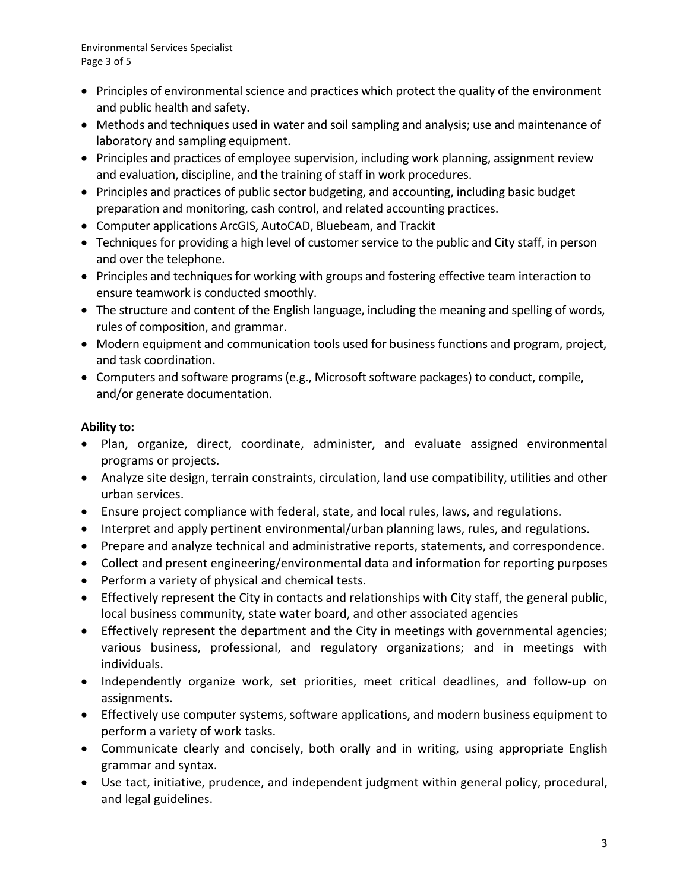- Principles of environmental science and practices which protect the quality of the environment and public health and safety.
- Methods and techniques used in water and soil sampling and analysis; use and maintenance of laboratory and sampling equipment.
- Principles and practices of employee supervision, including work planning, assignment review and evaluation, discipline, and the training of staff in work procedures.
- Principles and practices of public sector budgeting, and accounting, including basic budget preparation and monitoring, cash control, and related accounting practices.
- Computer applications ArcGIS, AutoCAD, Bluebeam, and Trackit
- Techniques for providing a high level of customer service to the public and City staff, in person and over the telephone.
- Principles and techniques for working with groups and fostering effective team interaction to ensure teamwork is conducted smoothly.
- The structure and content of the English language, including the meaning and spelling of words, rules of composition, and grammar.
- Modern equipment and communication tools used for business functions and program, project, and task coordination.
- Computers and software programs (e.g., Microsoft software packages) to conduct, compile, and/or generate documentation.

**Ability to:**

- Plan, organize, direct, coordinate, administer, and evaluate assigned environmental programs or projects.
- Analyze site design, terrain constraints, circulation, land use compatibility, utilities and other urban services.
- Ensure project compliance with federal, state, and local rules, laws, and regulations.
- Interpret and apply pertinent environmental/urban planning laws, rules, and regulations.
- Prepare and analyze technical and administrative reports, statements, and correspondence.
- Collect and present engineering/environmental data and information for reporting purposes
- Perform a variety of physical and chemical tests.
- Effectively represent the City in contacts and relationships with City staff, the general public, local business community, state water board, and other associated agencies
- Effectively represent the department and the City in meetings with governmental agencies; various business, professional, and regulatory organizations; and in meetings with individuals.
- Independently organize work, set priorities, meet critical deadlines, and follow-up on assignments.
- Effectively use computer systems, software applications, and modern business equipment to perform a variety of work tasks.
- Communicate clearly and concisely, both orally and in writing, using appropriate English grammar and syntax.
- Use tact, initiative, prudence, and independent judgment within general policy, procedural, and legal guidelines.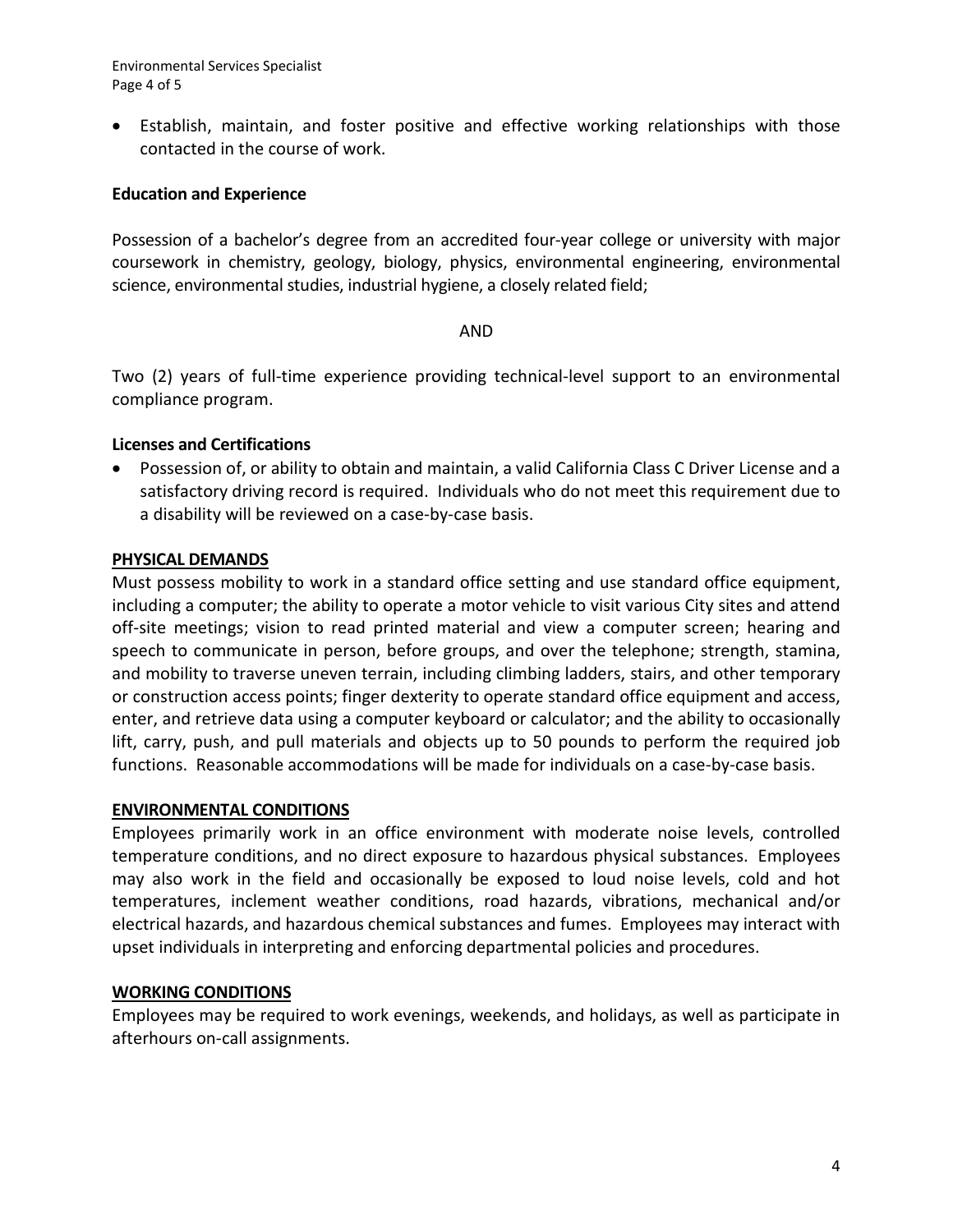- Establish, maintain, and foster positive and effective working relationships with those contacted in the course of work.

**Education and Experience**

Possession of a bachelor's degree from an accredited four-year college or university with major coursework in chemistry, geology, biology, physics, environmental engineering, environmental science, environmental studies, industrial hygiene, a closely related field;

AND

Two (2) years of full-time experience providing technical-level support to an environmental compliance program.

**Licenses and Certifications**

- Possession of, or ability to obtain and maintain, a valid California Class C Driver License and a satisfactory driving record is required. Individuals who do not meet this requirement due to a disability will be reviewed on a case-by-case basis.

**PHYSICAL DEMANDS**

Must possess mobility to work in a standard office setting and use standard office equipment, including a computer; the ability to operate a motor vehicle to visit various City sites and attend off-site meetings; vision to read printed material and view a computer screen; hearing and speech to communicate in person, before groups, and over the telephone; strength, stamina, and mobility to traverse uneven terrain, including climbing ladders, stairs, and other temporary or construction access points; finger dexterity to operate standard office equipment and access, enter, and retrieve data using a computer keyboard or calculator; and the ability to occasionally lift, carry, push, and pull materials and objects up to 50 pounds to perform the required job functions. Reasonable accommodations will be made for individuals on a case-by-case basis.

**ENVIRONMENTAL CONDITIONS**

Employees primarily work in an office environment with moderate noise levels, controlled temperature conditions, and no direct exposure to hazardous physical substances. Employees may also work in the field and occasionally be exposed to loud noise levels, cold and hot temperatures, inclement weather conditions, road hazards, vibrations, mechanical and/or electrical hazards, and hazardous chemical substances and fumes. Employees may interact with upset individuals in interpreting and enforcing departmental policies and procedures.

**WORKING CONDITIONS**

Employees may be required to work evenings, weekends, and holidays, as well as participate in afterhours on-call assignments.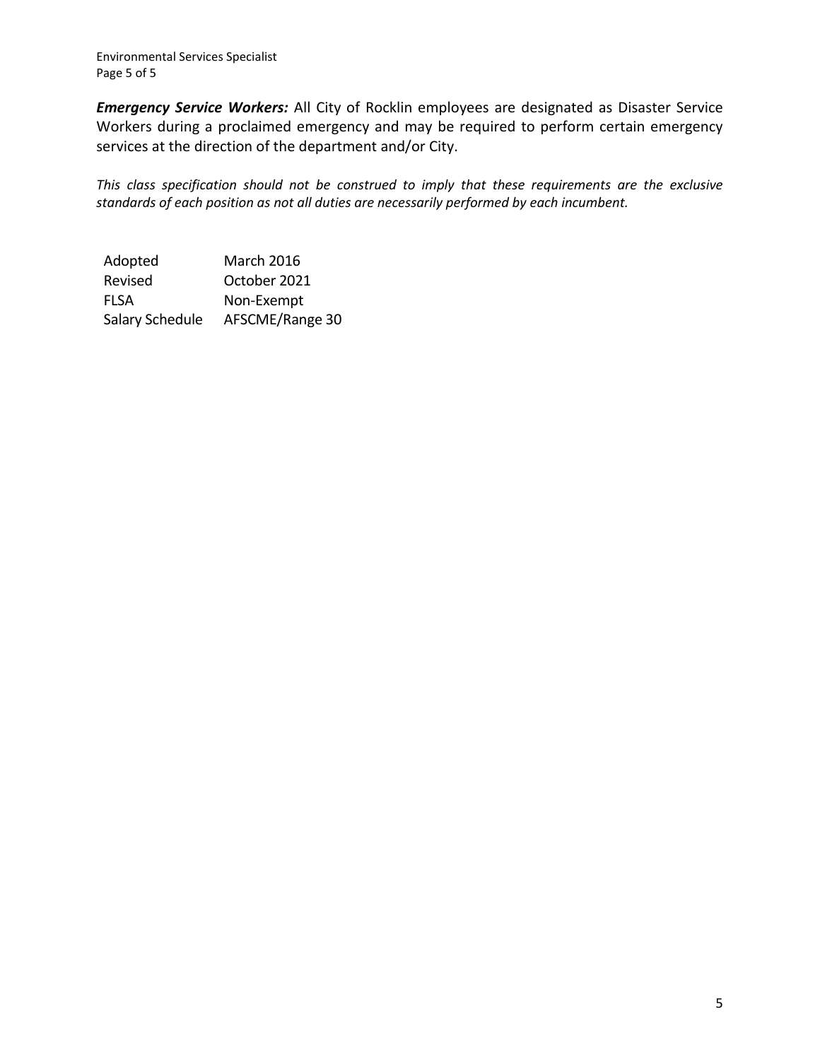***Emergency Service Workers:*** All City of Rocklin employees are designated as Disaster Service Workers during a proclaimed emergency and may be required to perform certain emergency services at the direction of the department and/or City.

*This class specification should not be construed to imply that these requirements are the exclusive standards of each position as not all duties are necessarily performed by each incumbent.*

| | |
|---|---|
| Adopted | March 2016 |
| Revised | October 2021 |
| FLSA | Non-Exempt |
| Salary Schedule | AFSCME/Range 30 |